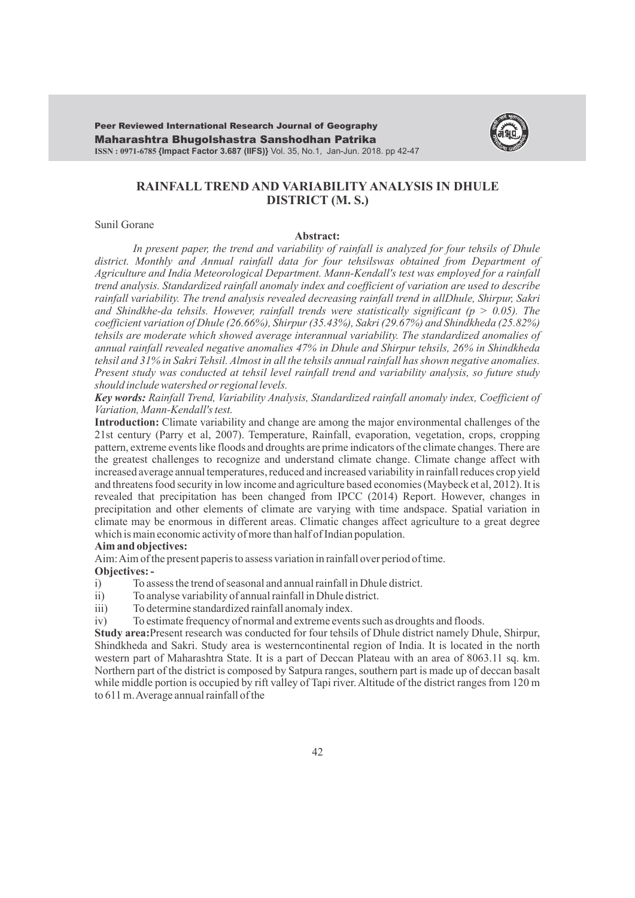# RAINFALL TREND AND VARIABILITY ANALYSIS IN DHULE DISTRICT (M. S.)

Sunil Gorane

**Abstract:**

*In present paper, the trend and variability of rainfall is analyzed for four tehsils of Dhule district. Monthly and Annual rainfall data for four tehsilswas obtained from Department of Agriculture and India Meteorological Department. Mann-Kendall's test was employed for a rainfall trend analysis. Standardized rainfall anomaly index and coefficient of variation are used to describe rainfall variability. The trend analysis revealed decreasing rainfall trend in allDhule, Shirpur, Sakri and Shindkhe-da tehsils. However, rainfall trends were statistically significant ($p > 0.05$). The coefficient variation of Dhule (26.66%), Shirpur (35.43%), Sakri (29.67%) and Shindkheda (25.82%) tehsils are moderate which showed average interannual variability. The standardized anomalies of annual rainfall revealed negative anomalies 47% in Dhule and Shirpur tehsils, 26% in Shindkheda tehsil and 31% in Sakri Tehsil. Almost in all the tehsils annual rainfall has shown negative anomalies. Present study was conducted at tehsil level rainfall trend and variability analysis, so future study should include watershed or regional levels.*

***Key words:*** *Rainfall Trend, Variability Analysis, Standardized rainfall anomaly index, Coefficient of Variation, Mann-Kendall's test.*

**Introduction:** Climate variability and change are among the major environmental challenges of the 21st century (Parry et al, 2007). Temperature, Rainfall, evaporation, vegetation, crops, cropping pattern, extreme events like floods and droughts are prime indicators of the climate changes. There are the greatest challenges to recognize and understand climate change. Climate change affect with increased average annual temperatures, reduced and increased variability in rainfall reduces crop yield and threatens food security in low income and agriculture based economies (Maybeck et al, 2012). It is revealed that precipitation has been changed from IPCC (2014) Report. However, changes in precipitation and other elements of climate are varying with time andspace. Spatial variation in climate may be enormous in different areas. Climatic changes affect agriculture to a great degree which is main economic activity of more than half of Indian population.

**Aim and objectives:**

Aim: Aim of the present paperis to assess variation in rainfall over period of time.

**Objectives: -**

i) To assess the trend of seasonal and annual rainfall in Dhule district.

ii) To analyse variability of annual rainfall in Dhule district.

iii) To determine standardized rainfall anomaly index.

iv) To estimate frequency of normal and extreme events such as droughts and floods.

**Study area:**Present research was conducted for four tehsils of Dhule district namely Dhule, Shirpur, Shindkheda and Sakri. Study area is westerncontinental region of India. It is located in the north western part of Maharashtra State. It is a part of Deccan Plateau with an area of 8063.11 sq. km. Northern part of the district is composed by Satpura ranges, southern part is made up of deccan basalt while middle portion is occupied by rift valley of Tapi river. Altitude of the district ranges from 120 m to 611 m. Average annual rainfall of the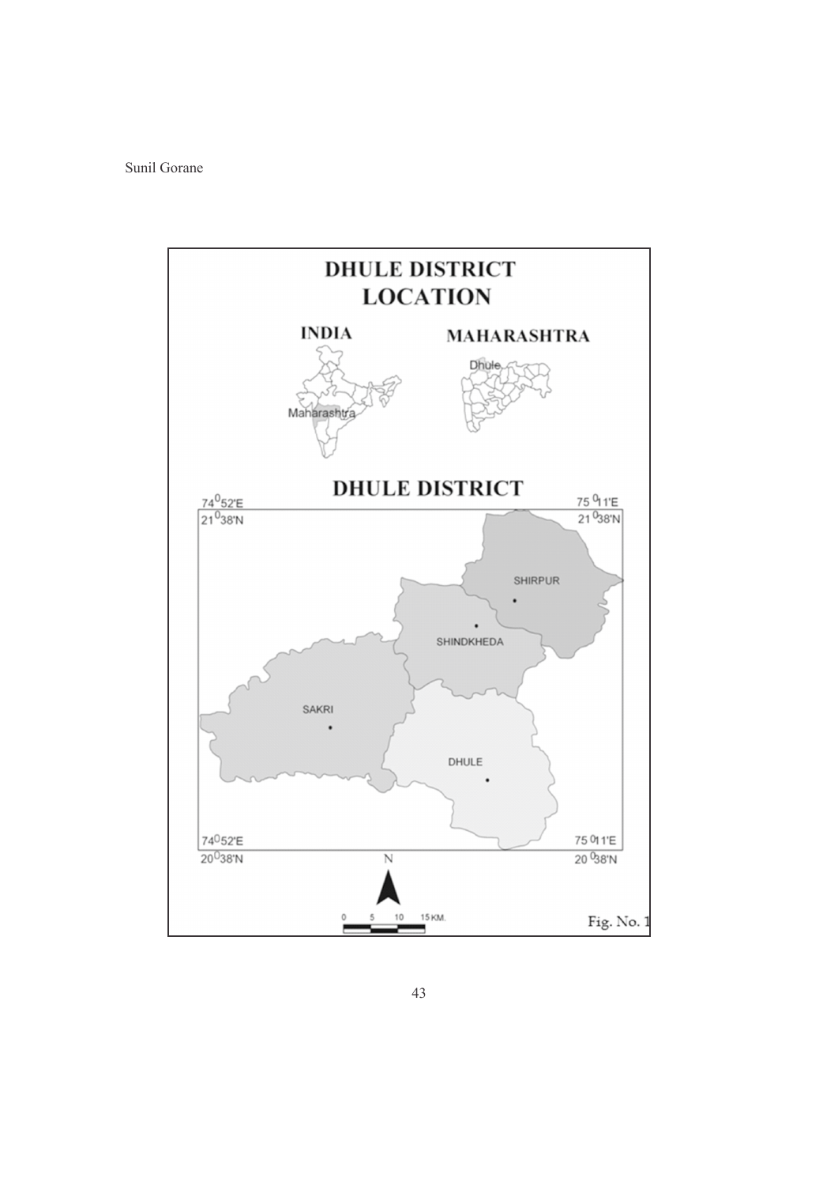**DHULE DISTRICT LOCATION**

Fig. No. 1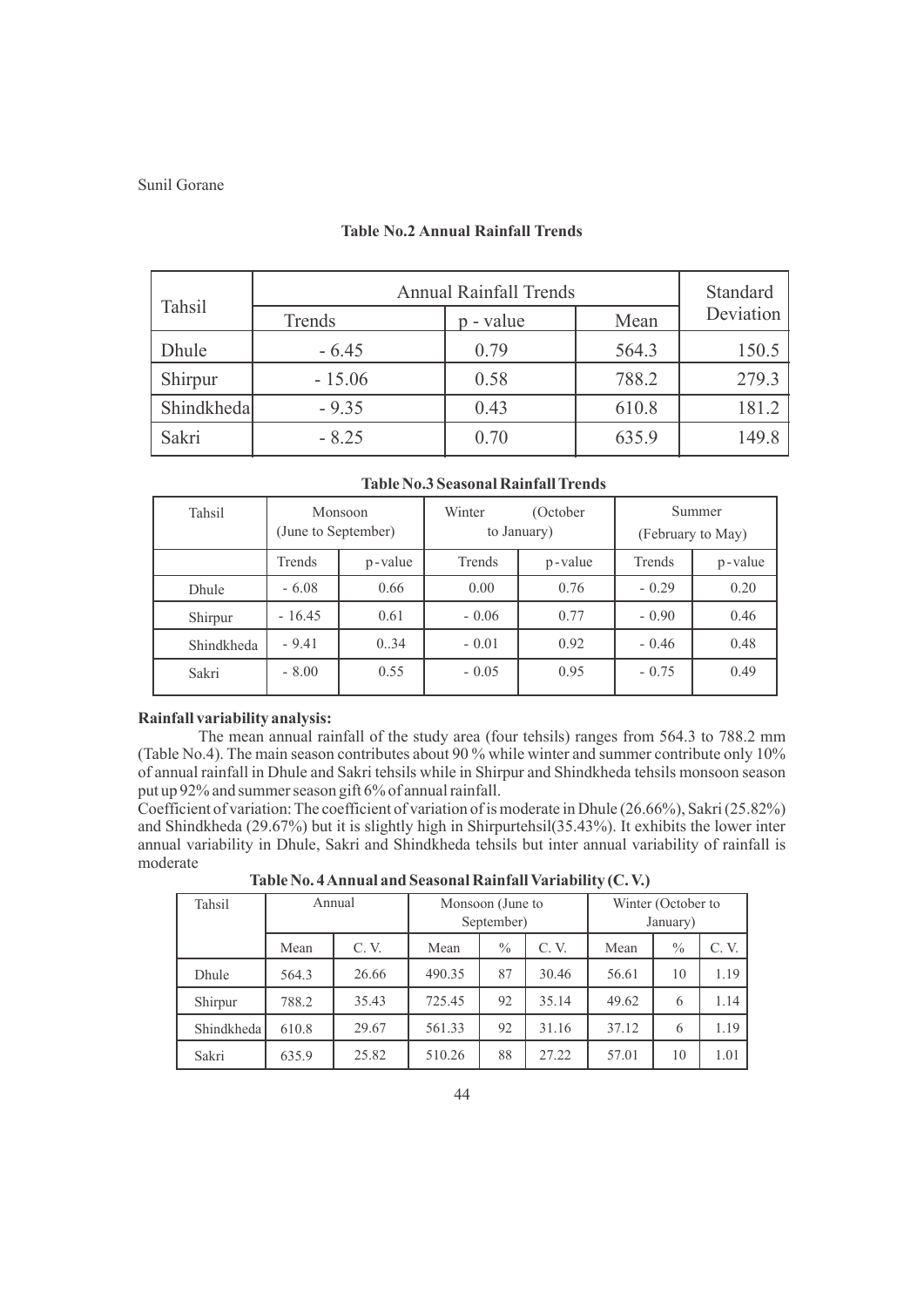**Table No.2 Annual Rainfall Trends**

| Tahsil | Annual Rainfall Trends | | | Standard Deviation |
|---|---|---|---|---|
| | Trends | p - value | Mean | |
| Dhule | - 6.45 | 0.79 | 564.3 | 150.5 |
| Shirpur | - 15.06 | 0.58 | 788.2 | 279.3 |
| Shindkheda | - 9.35 | 0.43 | 610.8 | 181.2 |
| Sakri | - 8.25 | 0.70 | 635.9 | 149.8 |

**Table No.3 Seasonal Rainfall Trends**

| Tahsil | Monsoon (June to September) | | Winter (October to January) | | Summer (February to May) | |
|---|---|---|---|---|---|---|
| | Trends | p-value | Trends | p-value | Trends | p-value |
| Dhule | - 6.08 | 0.66 | 0.00 | 0.76 | - 0.29 | 0.20 |
| Shirpur | - 16.45 | 0.61 | - 0.06 | 0.77 | - 0.90 | 0.46 |
| Shindkheda | - 9.41 | 0..34 | - 0.01 | 0.92 | - 0.46 | 0.48 |
| Sakri | - 8.00 | 0.55 | - 0.05 | 0.95 | - 0.75 | 0.49 |

**Rainfall variability analysis:**

The mean annual rainfall of the study area (four tehsils) ranges from 564.3 to 788.2 mm (Table No.4). The main season contributes about 90 % while winter and summer contribute only 10% of annual rainfall in Dhule and Sakri tehsils while in Shirpur and Shindkheda tehsils monsoon season put up 92% and summer season gift 6% of annual rainfall.

Coefficient of variation: The coefficient of variation of is moderate in Dhule (26.66%), Sakri (25.82%) and Shindkheda (29.67%) but it is slightly high in Shirpurtehsil(35.43%). It exhibits the lower inter annual variability in Dhule, Sakri and Shindkheda tehsils but inter annual variability of rainfall is moderate

**Table No. 4 Annual and Seasonal Rainfall Variability (C. V.)**

| Tahsil | Annual | | Monsoon (June to September) | | | Winter (October to January) | | |
|---|---|---|---|---|---|---|---|---|
| | Mean | C. V. | Mean | % | C. V. | Mean | % | C. V. |
| Dhule | 564.3 | 26.66 | 490.35 | 87 | 30.46 | 56.61 | 10 | 1.19 |
| Shirpur | 788.2 | 35.43 | 725.45 | 92 | 35.14 | 49.62 | 6 | 1.14 |
| Shindkheda | 610.8 | 29.67 | 561.33 | 92 | 31.16 | 37.12 | 6 | 1.19 |
| Sakri | 635.9 | 25.82 | 510.26 | 88 | 27.22 | 57.01 | 10 | 1.01 |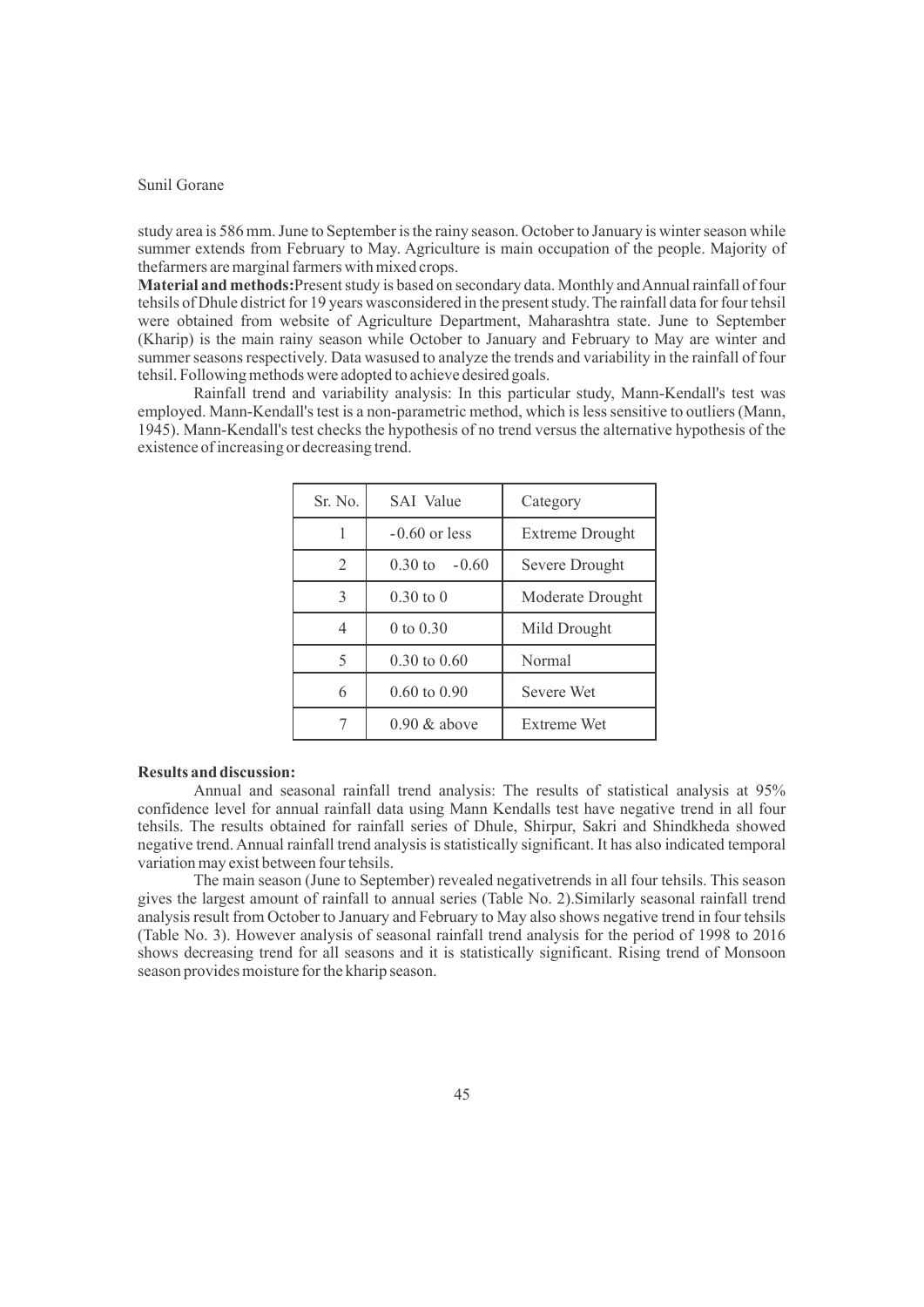study area is 586 mm. June to September is the rainy season. October to January is winter season while summer extends from February to May. Agriculture is main occupation of the people. Majority of thefarmers are marginal farmers with mixed crops.

**Material and methods:**Present study is based on secondary data. Monthly and Annual rainfall of four tehsils of Dhule district for 19 years wasconsidered in the present study. The rainfall data for four tehsil were obtained from website of Agriculture Department, Maharashtra state. June to September (Kharip) is the main rainy season while October to January and February to May are winter and summer seasons respectively. Data wasused to analyze the trends and variability in the rainfall of four tehsil. Following methods were adopted to achieve desired goals.

Rainfall trend and variability analysis: In this particular study, Mann-Kendall's test was employed. Mann-Kendall's test is a non-parametric method, which is less sensitive to outliers (Mann, 1945). Mann-Kendall's test checks the hypothesis of no trend versus the alternative hypothesis of the existence of increasing or decreasing trend.

| Sr. No. | SAI Value | Category |
|---|---|---|
| 1 | -0.60 or less | Extreme Drought |
| 2 | 0.30 to -0.60 | Severe Drought |
| 3 | 0.30 to 0 | Moderate Drought |
| 4 | 0 to 0.30 | Mild Drought |
| 5 | 0.30 to 0.60 | Normal |
| 6 | 0.60 to 0.90 | Severe Wet |
| 7 | 0.90 & above | Extreme Wet |

**Results and discussion:**

Annual and seasonal rainfall trend analysis: The results of statistical analysis at 95% confidence level for annual rainfall data using Mann Kendalls test have negative trend in all four tehsils. The results obtained for rainfall series of Dhule, Shirpur, Sakri and Shindkheda showed negative trend. Annual rainfall trend analysis is statistically significant. It has also indicated temporal variation may exist between four tehsils.

The main season (June to September) revealed negativetrends in all four tehsils. This season gives the largest amount of rainfall to annual series (Table No. 2).Similarly seasonal rainfall trend analysis result from October to January and February to May also shows negative trend in four tehsils (Table No. 3). However analysis of seasonal rainfall trend analysis for the period of 1998 to 2016 shows decreasing trend for all seasons and it is statistically significant. Rising trend of Monsoon season provides moisture for the kharip season.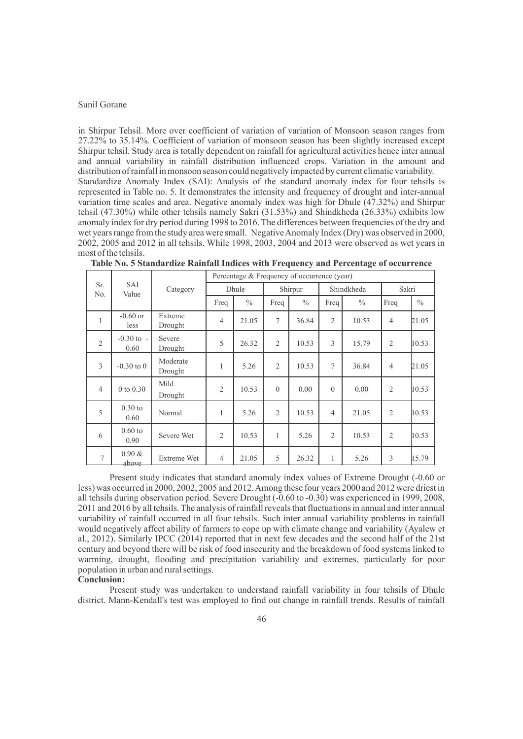in Shirpur Tehsil. More over coefficient of variation of variation of Monsoon season ranges from 27.22% to 35.14%. Coefficient of variation of monsoon season has been slightly increased except Shirpur tehsil. Study area is totally dependent on rainfall for agricultural activities hence inter annual and annual variability in rainfall distribution influenced crops. Variation in the amount and distribution of rainfall in monsoon season could negatively impacted by current climatic variability.

Standardize Anomaly Index (SAI): Analysis of the standard anomaly index for four tehsils is represented in Table no. 5. It demonstrates the intensity and frequency of drought and inter-annual variation time scales and area. Negative anomaly index was high for Dhule (47.32%) and Shirpur tehsil (47.30%) while other tehsils namely Sakri (31.53%) and Shindkheda (26.33%) exhibits low anomaly index for dry period during 1998 to 2016. The differences between frequencies of the dry and wet years range from the study area were small. Negative Anomaly Index (Dry) was observed in 2000, 2002, 2005 and 2012 in all tehsils. While 1998, 2003, 2004 and 2013 were observed as wet years in most of the tehsils.

**Table No. 5 Standardize Rainfall Indices with Frequency and Percentage of occurrence**

| Sr. No. | SAI Value | Category | Percentage & Frequency of occurrence (year) | | | | | | | |
|---|---|---|---|---|---|---|---|---|---|---|
| | | | Dhule | | Shirpur | | Shindkheda | | Sakri | |
| | | | Freq | % | Freq | % | Freq | % | Freq | % |
| 1 | -0.60 or less | Extreme Drought | 4 | 21.05 | 7 | 36.84 | 2 | 10.53 | 4 | 21.05 |
| 2 | -0.30 to - 0.60 | Severe Drought | 5 | 26.32 | 2 | 10.53 | 3 | 15.79 | 2 | 10.53 |
| 3 | -0.30 to 0 | Moderate Drought | 1 | 5.26 | 2 | 10.53 | 7 | 36.84 | 4 | 21.05 |
| 4 | 0 to 0.30 | Mild Drought | 2 | 10.53 | 0 | 0.00 | 0 | 0.00 | 2 | 10.53 |
| 5 | 0.30 to 0.60 | Normal | 1 | 5.26 | 2 | 10.53 | 4 | 21.05 | 2 | 10.53 |
| 6 | 0.60 to 0.90 | Severe Wet | 2 | 10.53 | 1 | 5.26 | 2 | 10.53 | 2 | 10.53 |
| 7 | 0.90 & above | Extreme Wet | 4 | 21.05 | 5 | 26.32 | 1 | 5.26 | 3 | 15.79 |

Present study indicates that standard anomaly index values of Extreme Drought (-0.60 or less) was occurred in 2000, 2002, 2005 and 2012. Among these four years 2000 and 2012 were driest in all tehsils during observation period. Severe Drought (-0.60 to -0.30) was experienced in 1999, 2008, 2011 and 2016 by all tehsils. The analysis of rainfall reveals that fluctuations in annual and inter annual variability of rainfall occurred in all four tehsils. Such inter annual variability problems in rainfall would negatively affect ability of farmers to cope up with climate change and variability (Ayalew et al., 2012). Similarly IPCC (2014) reported that in next few decades and the second half of the 21st century and beyond there will be risk of food insecurity and the breakdown of food systems linked to warming, drought, flooding and precipitation variability and extremes, particularly for poor population in urban and rural settings.

**Conclusion:**

Present study was undertaken to understand rainfall variability in four tehsils of Dhule district. Mann-Kendall's test was employed to find out change in rainfall trends. Results of rainfall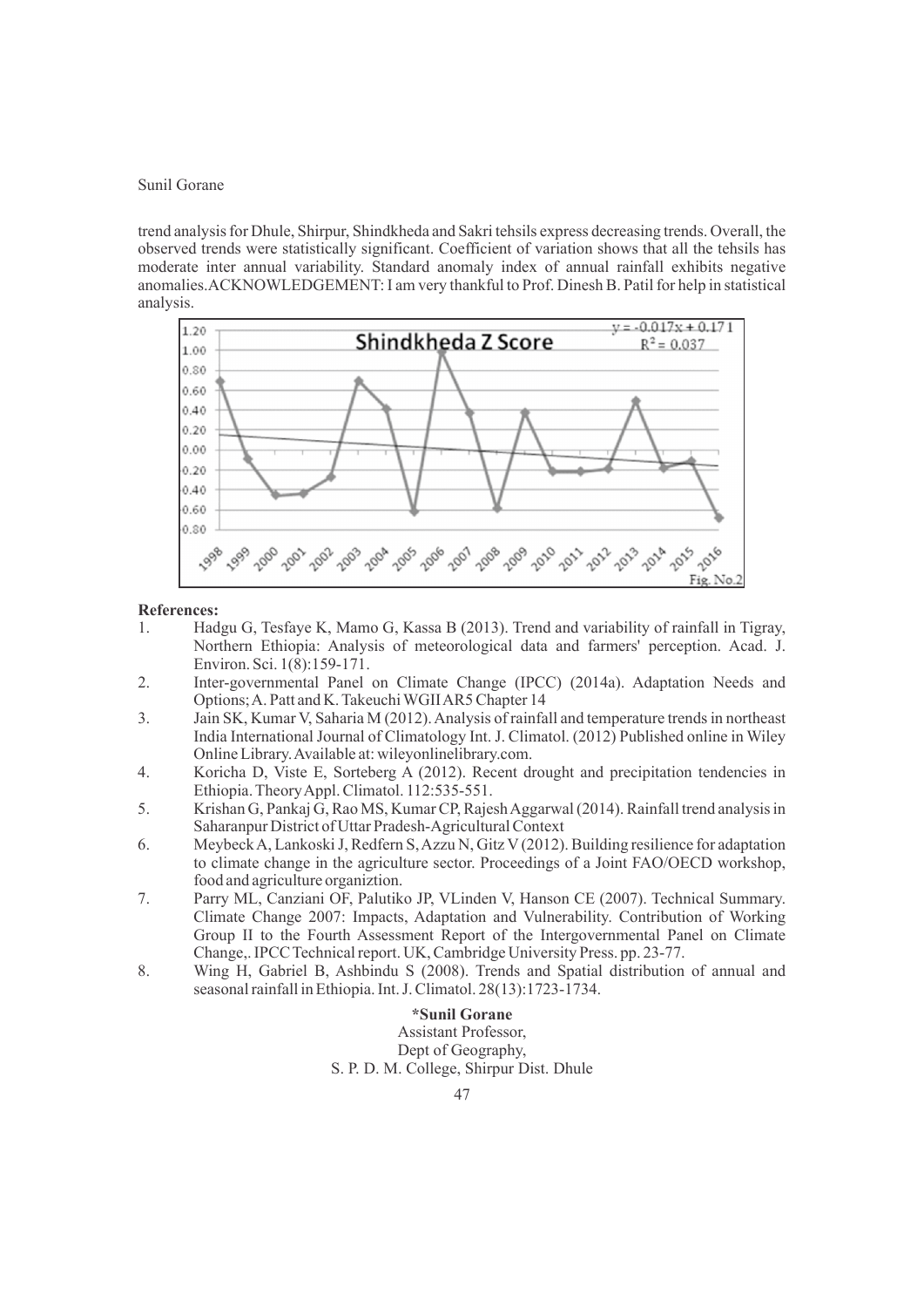trend analysis for Dhule, Shirpur, Shindkheda and Sakri tehsils express decreasing trends. Overall, the observed trends were statistically significant. Coefficient of variation shows that all the tehsils has moderate inter annual variability. Standard anomaly index of annual rainfall exhibits negative anomalies.ACKNOWLEDGEMENT: I am very thankful to Prof. Dinesh B. Patil for help in statistical analysis.

Shindkheda Z Score

$y = -0.017x + 0.171$

$R^2 = 0.037$

1.20
1.00
0.80
0.60
0.40
0.20
0.00
-0.20
-0.40
-0.60
-0.80

1998 1999 2000 2001 2002 2003 2004 2005 2006 2007 2008 2009 2010 2011 2012 2013 2014 2015 2016

Fig. No.2

**References:**

1. Hadgu G, Tesfaye K, Mamo G, Kassa B (2013). Trend and variability of rainfall in Tigray, Northern Ethiopia: Analysis of meteorological data and farmers' perception. Acad. J. Environ. Sci. 1(8):159-171.
2. Inter-governmental Panel on Climate Change (IPCC) (2014a). Adaptation Needs and Options; A. Patt and K. Takeuchi WGII AR5 Chapter 14
3. Jain SK, Kumar V, Saharia M (2012). Analysis of rainfall and temperature trends in northeast India International Journal of Climatology Int. J. Climatol. (2012) Published online in Wiley Online Library. Available at: wileyonlinelibrary.com.
4. Koricha D, Viste E, Sorteberg A (2012). Recent drought and precipitation tendencies in Ethiopia. Theory Appl. Climatol. 112:535-551.
5. Krishan G, Pankaj G, Rao MS, Kumar CP, Rajesh Aggarwal (2014). Rainfall trend analysis in Saharanpur District of Uttar Pradesh-Agricultural Context
6. Meybeck A, Lankoski J, Redfern S, Azzu N, Gitz V (2012). Building resilience for adaptation to climate change in the agriculture sector. Proceedings of a Joint FAO/OECD workshop, food and agriculture organiztion.
7. Parry ML, Canziani OF, Palutiko JP, VLinden V, Hanson CE (2007). Technical Summary. Climate Change 2007: Impacts, Adaptation and Vulnerability. Contribution of Working Group II to the Fourth Assessment Report of the Intergovernmental Panel on Climate Change,. IPCC Technical report. UK, Cambridge University Press. pp. 23-77.
8. Wing H, Gabriel B, Ashbindu S (2008). Trends and Spatial distribution of annual and seasonal rainfall in Ethiopia. Int. J. Climatol. 28(13):1723-1734.

**\*Sunil Gorane**
Assistant Professor,
Dept of Geography,
S. P. D. M. College, Shirpur Dist. Dhule